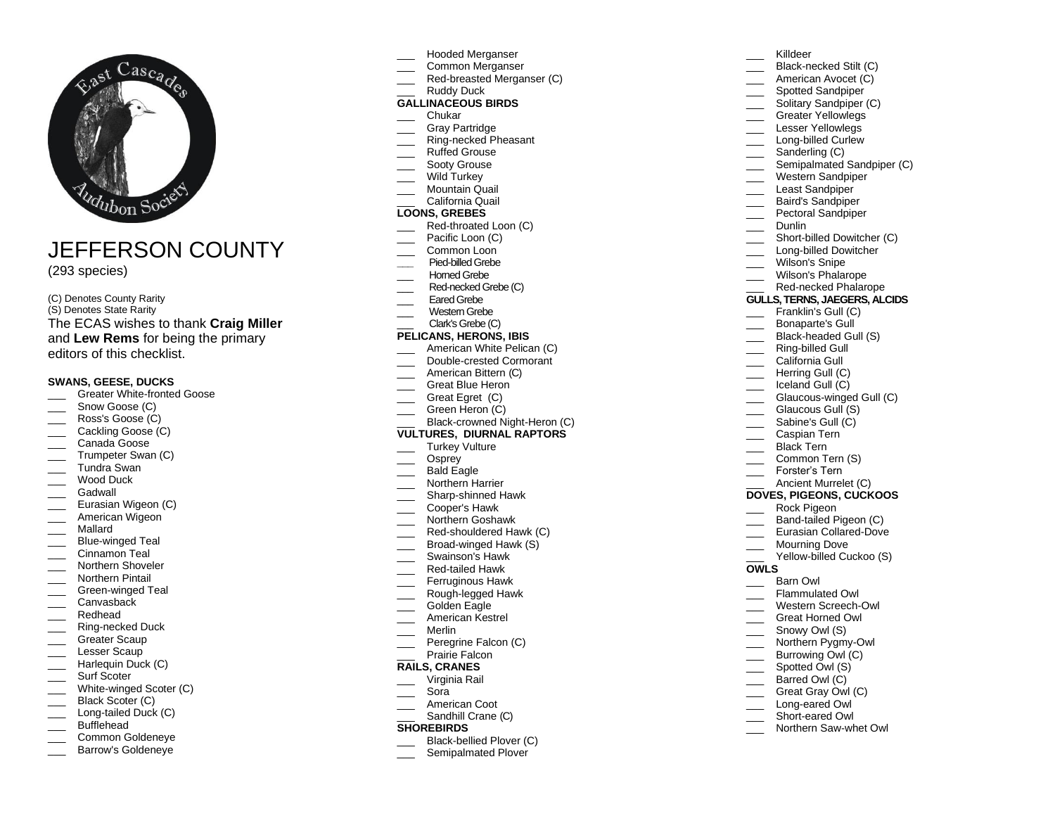# JEFFERSON COUNTY

(293 species)

(C) Denotes County Rarity
(S) Denotes State Rarity

The ECAS wishes to thank **Craig Miller** and **Lew Rems** for being the primary editors of this checklist.

**SWANS, GEESE, DUCKS**

- ___ Greater White-fronted Goose
- ___ Snow Goose (C)
- ___ Ross's Goose (C)
- ___ Cackling Goose (C)
- ___ Canada Goose
- ___ Trumpeter Swan (C)
- ___ Tundra Swan
- ___ Wood Duck
- ___ Gadwall
- ___ Eurasian Wigeon (C)
- ___ American Wigeon
- ___ Mallard
- ___ Blue-winged Teal
- ___ Cinnamon Teal
- ___ Northern Shoveler
- ___ Northern Pintail
- ___ Green-winged Teal
- ___ Canvasback
- ___ Redhead
- ___ Ring-necked Duck
- ___ Greater Scaup
- ___ Lesser Scaup
- ___ Harlequin Duck (C)
- ___ Surf Scoter
- ___ White-winged Scoter (C)
- ___ Black Scoter (C)
- ___ Long-tailed Duck (C)
- ___ Bufflehead
- ___ Common Goldeneye
- ___ Barrow's Goldeneye
- ___ Hooded Merganser
- ___ Common Merganser
- ___ Red-breasted Merganser (C)
- ___ Ruddy Duck

**GALLINACEOUS BIRDS**

- ___ Chukar
- ___ Gray Partridge
- ___ Ring-necked Pheasant
- ___ Ruffed Grouse
- ___ Sooty Grouse
- ___ Wild Turkey
- ___ Mountain Quail
- ___ California Quail

**LOONS, GREBES**

- ___ Red-throated Loon (C)
- ___ Pacific Loon (C)
- ___ Common Loon
- ___ Pied-billed Grebe
- ___ Horned Grebe
- ___ Red-necked Grebe (C)
- ___ Eared Grebe
- ___ Western Grebe
- ___ Clark's Grebe (C)

**PELICANS, HERONS, IBIS**

- ___ American White Pelican (C)
- ___ Double-crested Cormorant
- ___ American Bittern (C)
- ___ Great Blue Heron
- ___ Great Egret (C)
- ___ Green Heron (C)
- ___ Black-crowned Night-Heron (C)

**VULTURES, DIURNAL RAPTORS**

- ___ Turkey Vulture
- ___ Osprey
- ___ Bald Eagle
- ___ Northern Harrier
- ___ Sharp-shinned Hawk
- ___ Cooper's Hawk
- ___ Northern Goshawk
- ___ Red-shouldered Hawk (C)
- ___ Broad-winged Hawk (S)
- ___ Swainson's Hawk
- ___ Red-tailed Hawk
- ___ Ferruginous Hawk
- ___ Rough-legged Hawk
- ___ Golden Eagle
- ___ American Kestrel
- ___ Merlin
- ___ Peregrine Falcon (C)
- ___ Prairie Falcon

**RAILS, CRANES**

- ___ Virginia Rail
- ___ Sora
- ___ American Coot
- ___ Sandhill Crane (C)

**SHOREBIRDS**

- ___ Black-bellied Plover (C)
- ___ Semipalmated Plover
- ___ Killdeer
- ___ Black-necked Stilt (C)
- ___ American Avocet (C)
- ___ Spotted Sandpiper
- ___ Solitary Sandpiper (C)
- ___ Greater Yellowlegs
- ___ Lesser Yellowlegs
- ___ Long-billed Curlew
- ___ Sanderling (C)
- ___ Semipalmated Sandpiper (C)
- ___ Western Sandpiper
- ___ Least Sandpiper
- ___ Baird's Sandpiper
- ___ Pectoral Sandpiper
- ___ Dunlin
- ___ Short-billed Dowitcher (C)
- ___ Long-billed Dowitcher
- ___ Wilson's Snipe
- ___ Wilson's Phalarope
- ___ Red-necked Phalarope

**GULLS, TERNS, JAEGERS, ALCIDS**

- ___ Franklin's Gull (C)
- ___ Bonaparte's Gull
- ___ Black-headed Gull (S)
- ___ Ring-billed Gull
- ___ California Gull
- ___ Herring Gull (C)
- ___ Iceland Gull (C)
- ___ Glaucous-winged Gull (C)
- ___ Glaucous Gull (S)
- ___ Sabine's Gull (C)
- ___ Caspian Tern
- ___ Black Tern
- ___ Common Tern (S)
- ___ Forster's Tern
- ___ Ancient Murrelet (C)

**DOVES, PIGEONS, CUCKOOS**

- ___ Rock Pigeon
- ___ Band-tailed Pigeon (C)
- ___ Eurasian Collared-Dove
- ___ Mourning Dove
- ___ Yellow-billed Cuckoo (S)

**OWLS**

- ___ Barn Owl
- ___ Flammulated Owl
- ___ Western Screech-Owl
- ___ Great Horned Owl
- ___ Snowy Owl (S)
- ___ Northern Pygmy-Owl
- ___ Burrowing Owl (C)
- ___ Spotted Owl (S)
- ___ Barred Owl (C)
- ___ Great Gray Owl (C)
- ___ Long-eared Owl
- ___ Short-eared Owl
- ___ Northern Saw-whet Owl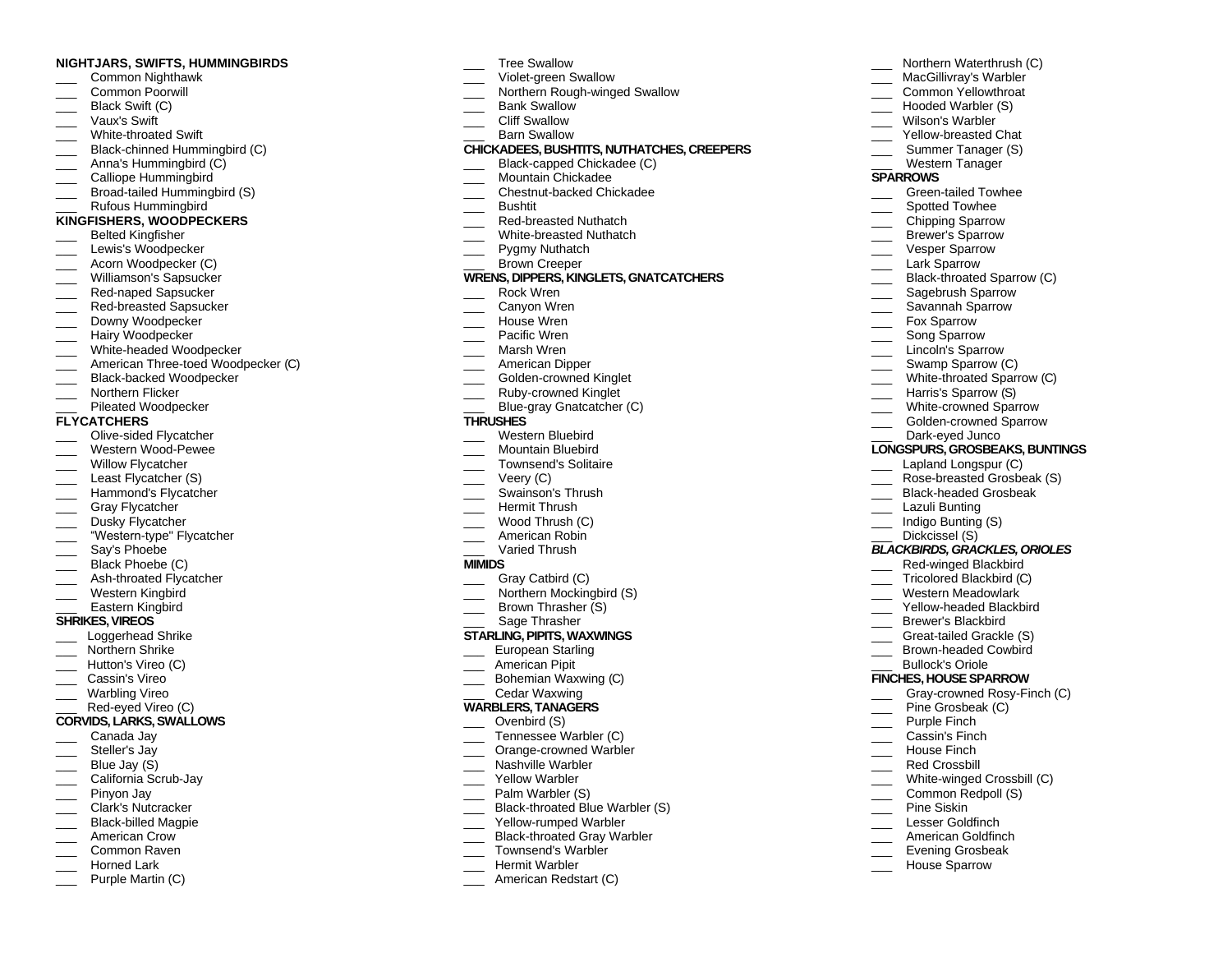## NIGHTJARS, SWIFTS, HUMMINGBIRDS

- ___ Common Nighthawk
- ___ Common Poorwill
- ___ Black Swift (C)
- ___ Vaux's Swift
- ___ White-throated Swift
- ___ Black-chinned Hummingbird (C)
- ___ Anna's Hummingbird (C)
- ___ Calliope Hummingbird
- ___ Broad-tailed Hummingbird (S)
- ___ Rufous Hummingbird

## KINGFISHERS, WOODPECKERS

- ___ Belted Kingfisher
- ___ Lewis's Woodpecker
- ___ Acorn Woodpecker (C)
- ___ Williamson's Sapsucker
- ___ Red-naped Sapsucker
- ___ Red-breasted Sapsucker
- ___ Downy Woodpecker
- ___ Hairy Woodpecker
- ___ White-headed Woodpecker
- ___ American Three-toed Woodpecker (C)
- ___ Black-backed Woodpecker
- ___ Northern Flicker
- ___ Pileated Woodpecker

## FLYCATCHERS

- ___ Olive-sided Flycatcher
- ___ Western Wood-Pewee
- ___ Willow Flycatcher
- ___ Least Flycatcher (S)
- ___ Hammond's Flycatcher
- ___ Gray Flycatcher
- ___ Dusky Flycatcher
- ___ "Western-type" Flycatcher
- ___ Say's Phoebe
- ___ Black Phoebe (C)
- ___ Ash-throated Flycatcher
- ___ Western Kingbird
- ___ Eastern Kingbird

## SHRIKES, VIREOS

- ___ Loggerhead Shrike
- ___ Northern Shrike
- ___ Hutton's Vireo (C)
- ___ Cassin's Vireo
- ___ Warbling Vireo
- ___ Red-eyed Vireo (C)

## CORVIDS, LARKS, SWALLOWS

- ___ Canada Jay
- ___ Steller's Jay
- ___ Blue Jay (S)
- ___ California Scrub-Jay
- ___ Pinyon Jay
- ___ Clark's Nutcracker
- ___ Black-billed Magpie
- ___ American Crow
- ___ Common Raven
- ___ Horned Lark
- ___ Purple Martin (C)
- ___ Tree Swallow
- ___ Violet-green Swallow
- ___ Northern Rough-winged Swallow
- ___ Bank Swallow
- ___ Cliff Swallow
- ___ Barn Swallow

## CHICKADEES, BUSHTITS, NUTHATCHES, CREEPERS

- ___ Black-capped Chickadee (C)
- ___ Mountain Chickadee
- ___ Chestnut-backed Chickadee
- ___ Bushtit
- ___ Red-breasted Nuthatch
- ___ White-breasted Nuthatch
- ___ Pygmy Nuthatch
- ___ Brown Creeper

## WRENS, DIPPERS, KINGLETS, GNATCATCHERS

- ___ Rock Wren
- ___ Canyon Wren
- ___ House Wren
- ___ Pacific Wren
- ___ Marsh Wren
- ___ American Dipper
- ___ Golden-crowned Kinglet
- ___ Ruby-crowned Kinglet
- ___ Blue-gray Gnatcatcher (C)

## THRUSHES

- ___ Western Bluebird
- ___ Mountain Bluebird
- ___ Townsend's Solitaire
- ___ Veery (C)
- ___ Swainson's Thrush
- ___ Hermit Thrush
- ___ Wood Thrush (C)
- ___ American Robin
- ___ Varied Thrush

## MIMIDS

- ___ Gray Catbird (C)
- ___ Northern Mockingbird (S)
- ___ Brown Thrasher (S)
- ___ Sage Thrasher

## STARLING, PIPITS, WAXWINGS

- ___ European Starling
- ___ American Pipit
- ___ Bohemian Waxwing (C)
- ___ Cedar Waxwing

## WARBLERS, TANAGERS

- ___ Ovenbird (S)
- ___ Tennessee Warbler (C)
- ___ Orange-crowned Warbler
- ___ Nashville Warbler
- ___ Yellow Warbler
- ___ Palm Warbler (S)
- ___ Black-throated Blue Warbler (S)
- ___ Yellow-rumped Warbler
- ___ Black-throated Gray Warbler
- ___ Townsend's Warbler
- ___ Hermit Warbler
- ___ American Redstart (C)
- ___ Northern Waterthrush (C)
- ___ MacGillivray's Warbler
- ___ Common Yellowthroat
- ___ Hooded Warbler (S)
- ___ Wilson's Warbler
- ___ Yellow-breasted Chat
- ___ Summer Tanager (S)
- ___ Western Tanager

## SPARROWS

- ___ Green-tailed Towhee
- ___ Spotted Towhee
- ___ Chipping Sparrow
- ___ Brewer's Sparrow
- ___ Vesper Sparrow
- ___ Lark Sparrow
- ___ Black-throated Sparrow (C)
- ___ Sagebrush Sparrow
- ___ Savannah Sparrow
- ___ Fox Sparrow
- ___ Song Sparrow
- ___ Lincoln's Sparrow
- ___ Swamp Sparrow (C)
- ___ White-throated Sparrow (C)
- ___ Harris's Sparrow (S)
- ___ White-crowned Sparrow
- ___ Golden-crowned Sparrow
- ___ Dark-eyed Junco

## LONGSPURS, GROSBEAKS, BUNTINGS

- ___ Lapland Longspur (C)
- ___ Rose-breasted Grosbeak (S)
- ___ Black-headed Grosbeak
- ___ Lazuli Bunting
- ___ Indigo Bunting (S)
- ___ Dickcissel (S)

## *BLACKBIRDS, GRACKLES, ORIOLES*

- ___ Red-winged Blackbird
- ___ Tricolored Blackbird (C)
- ___ Western Meadowlark
- ___ Yellow-headed Blackbird
- ___ Brewer's Blackbird
- ___ Great-tailed Grackle (S)
- ___ Brown-headed Cowbird
- ___ Bullock's Oriole

## FINCHES, HOUSE SPARROW

- ___ Gray-crowned Rosy-Finch (C)
- ___ Pine Grosbeak (C)
- ___ Purple Finch
- ___ Cassin's Finch
- ___ House Finch
- ___ Red Crossbill
- ___ White-winged Crossbill (C)
- ___ Common Redpoll (S)
- ___ Pine Siskin
- ___ Lesser Goldfinch
- ___ American Goldfinch
- ___ Evening Grosbeak
- ___ House Sparrow